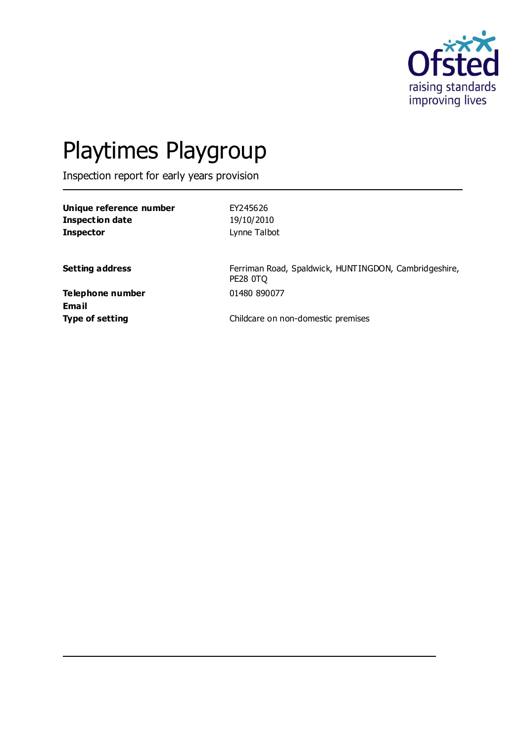# Playtimes Playgroup

Inspection report for early years provision

| | |
|---|---|
| **Unique reference number** | EY245626 |
| **Inspection date** | 19/10/2010 |
| **Inspector** | Lynne Talbot |
| | |
| **Setting address** | Ferriman Road, Spaldwick, HUNTINGDON, Cambridgeshire, PE28 0TQ |
| **Telephone number** | 01480 890077 |
| **Email** | |
| **Type of setting** | Childcare on non-domestic premises |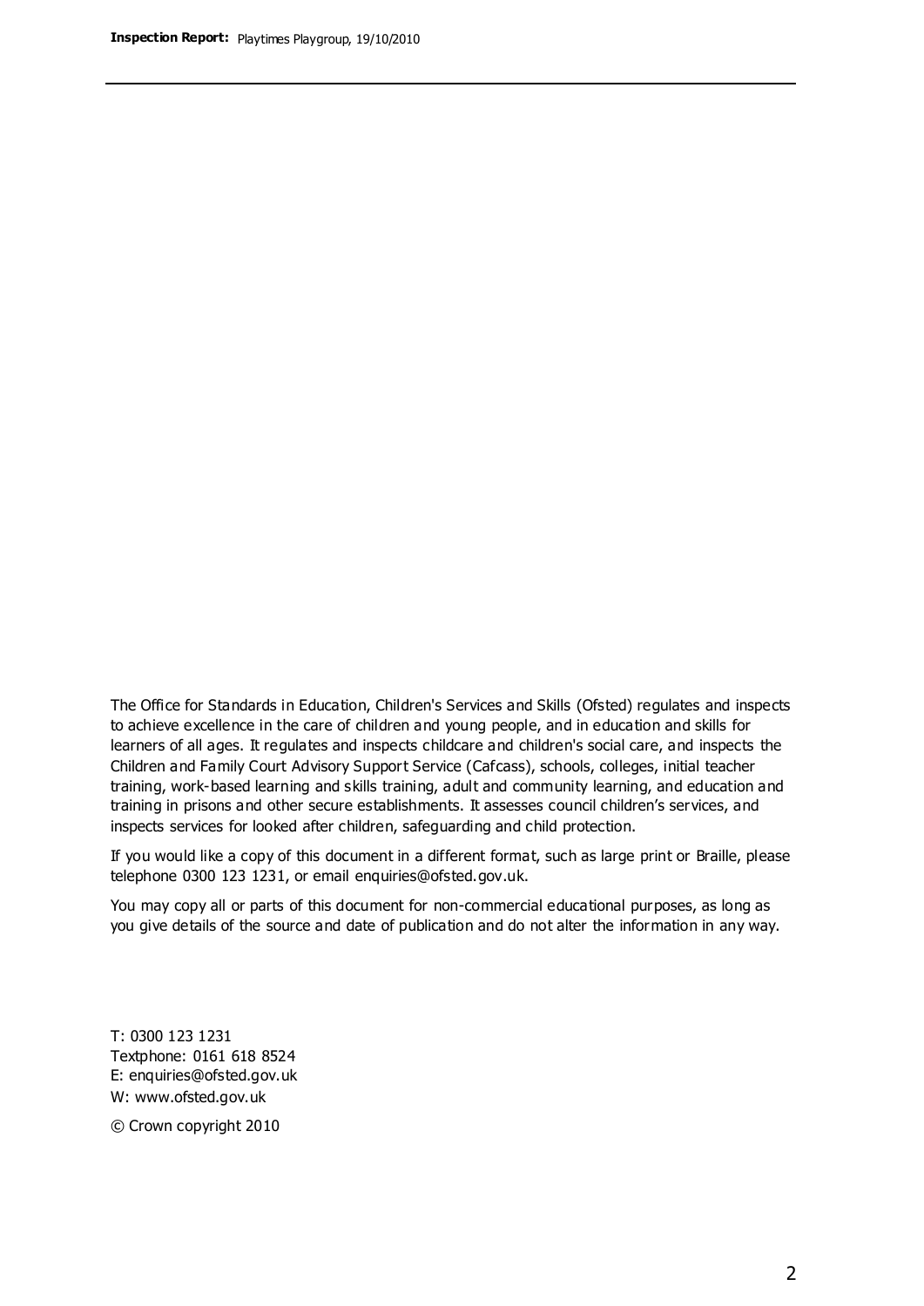The Office for Standards in Education, Children's Services and Skills (Ofsted) regulates and inspects to achieve excellence in the care of children and young people, and in education and skills for learners of all ages. It regulates and inspects childcare and children's social care, and inspects the Children and Family Court Advisory Support Service (Cafcass), schools, colleges, initial teacher training, work-based learning and skills training, adult and community learning, and education and training in prisons and other secure establishments. It assesses council children's services, and inspects services for looked after children, safeguarding and child protection.

If you would like a copy of this document in a different format, such as large print or Braille, please telephone 0300 123 1231, or email enquiries@ofsted.gov.uk.

You may copy all or parts of this document for non-commercial educational purposes, as long as you give details of the source and date of publication and do not alter the information in any way.

T: 0300 123 1231
Textphone: 0161 618 8524
E: enquiries@ofsted.gov.uk
W: www.ofsted.gov.uk

© Crown copyright 2010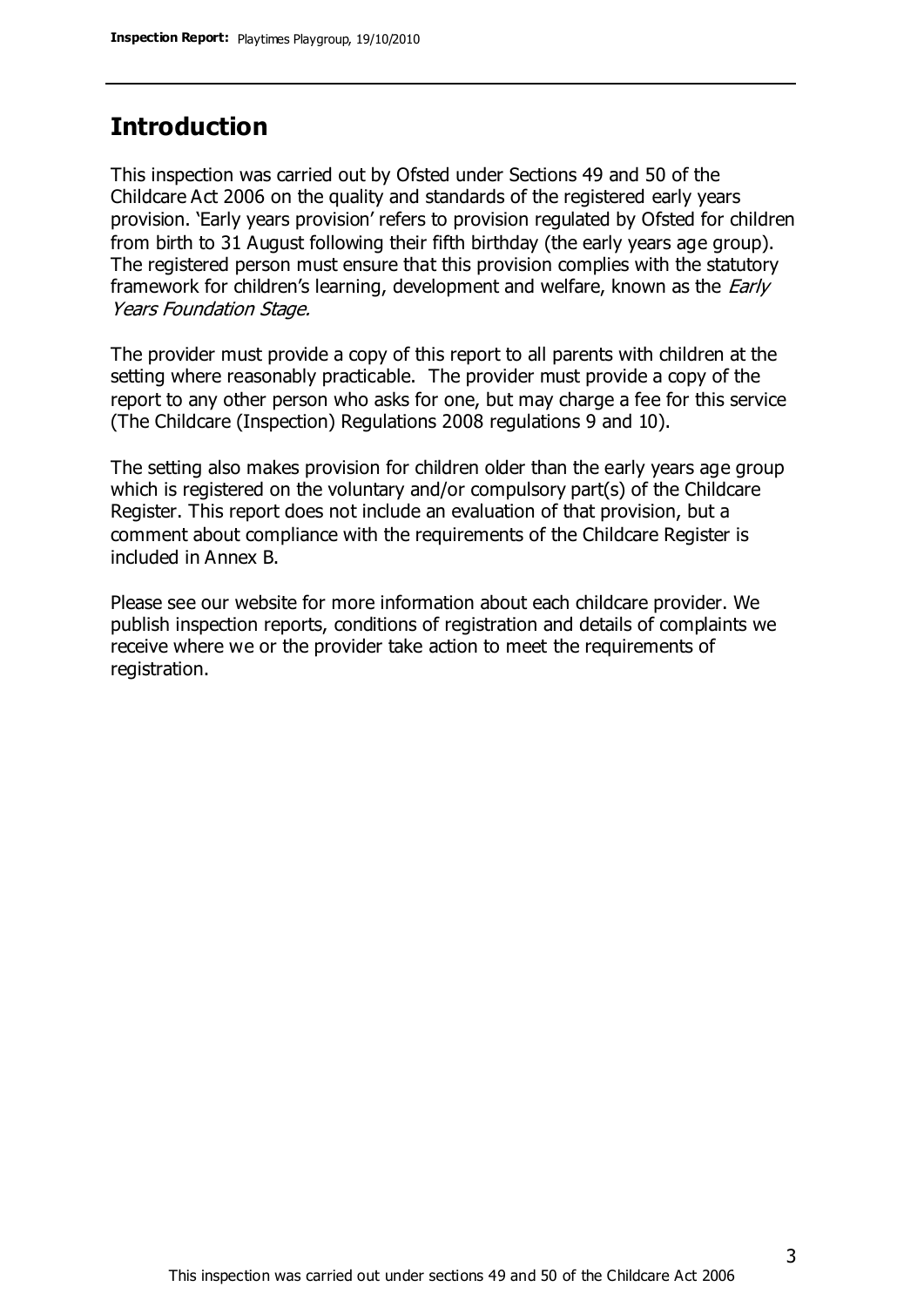## Introduction

This inspection was carried out by Ofsted under Sections 49 and 50 of the Childcare Act 2006 on the quality and standards of the registered early years provision. 'Early years provision' refers to provision regulated by Ofsted for children from birth to 31 August following their fifth birthday (the early years age group). The registered person must ensure that this provision complies with the statutory framework for children's learning, development and welfare, known as the *Early Years Foundation Stage.*

The provider must provide a copy of this report to all parents with children at the setting where reasonably practicable. The provider must provide a copy of the report to any other person who asks for one, but may charge a fee for this service (The Childcare (Inspection) Regulations 2008 regulations 9 and 10).

The setting also makes provision for children older than the early years age group which is registered on the voluntary and/or compulsory part(s) of the Childcare Register. This report does not include an evaluation of that provision, but a comment about compliance with the requirements of the Childcare Register is included in Annex B.

Please see our website for more information about each childcare provider. We publish inspection reports, conditions of registration and details of complaints we receive where we or the provider take action to meet the requirements of registration.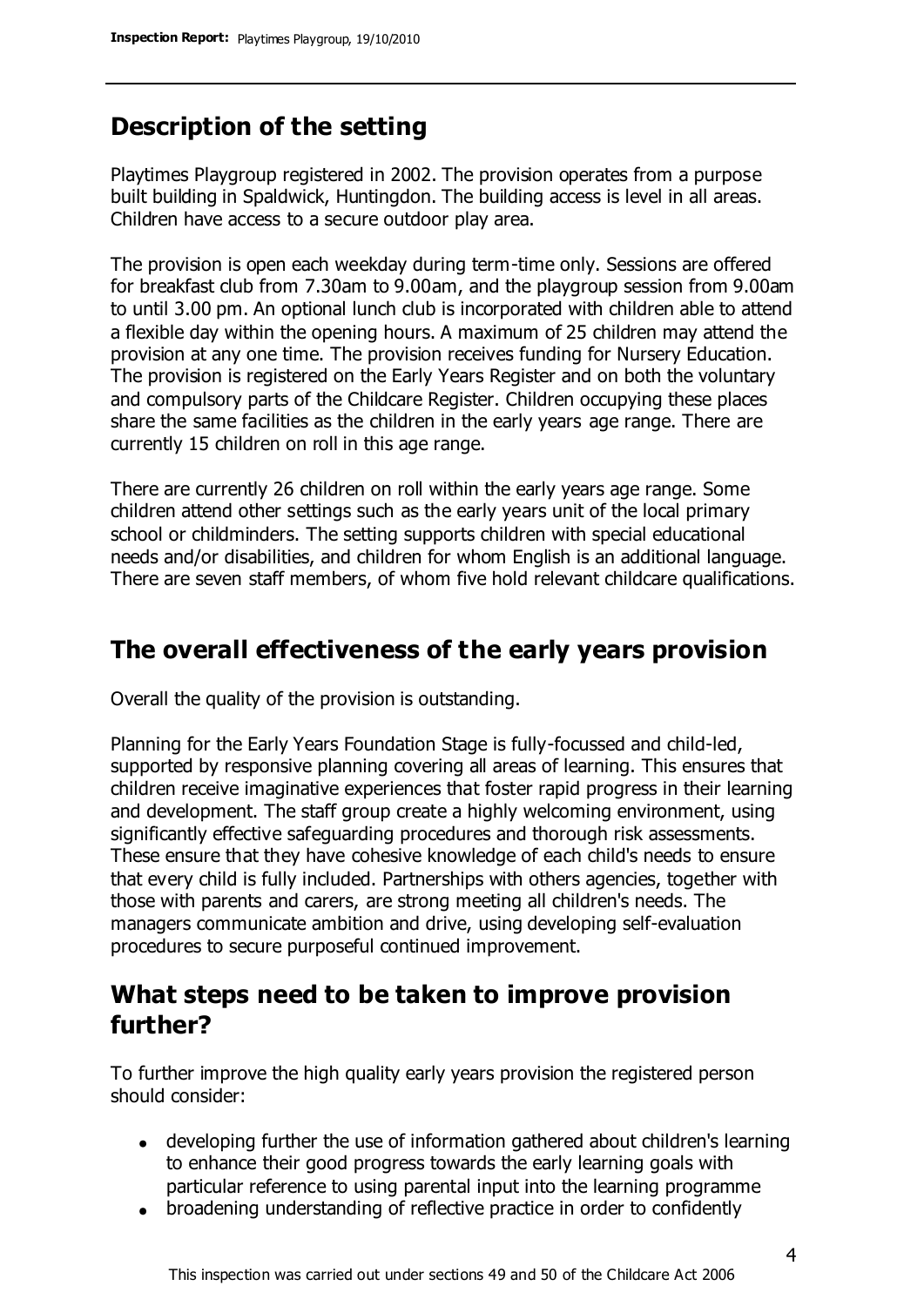## Description of the setting

Playtimes Playgroup registered in 2002. The provision operates from a purpose built building in Spaldwick, Huntingdon. The building access is level in all areas. Children have access to a secure outdoor play area.

The provision is open each weekday during term-time only. Sessions are offered for breakfast club from 7.30am to 9.00am, and the playgroup session from 9.00am to until 3.00 pm. An optional lunch club is incorporated with children able to attend a flexible day within the opening hours. A maximum of 25 children may attend the provision at any one time. The provision receives funding for Nursery Education. The provision is registered on the Early Years Register and on both the voluntary and compulsory parts of the Childcare Register. Children occupying these places share the same facilities as the children in the early years age range. There are currently 15 children on roll in this age range.

There are currently 26 children on roll within the early years age range. Some children attend other settings such as the early years unit of the local primary school or childminders. The setting supports children with special educational needs and/or disabilities, and children for whom English is an additional language. There are seven staff members, of whom five hold relevant childcare qualifications.

## The overall effectiveness of the early years provision

Overall the quality of the provision is outstanding.

Planning for the Early Years Foundation Stage is fully-focussed and child-led, supported by responsive planning covering all areas of learning. This ensures that children receive imaginative experiences that foster rapid progress in their learning and development. The staff group create a highly welcoming environment, using significantly effective safeguarding procedures and thorough risk assessments. These ensure that they have cohesive knowledge of each child's needs to ensure that every child is fully included. Partnerships with others agencies, together with those with parents and carers, are strong meeting all children's needs. The managers communicate ambition and drive, using developing self-evaluation procedures to secure purposeful continued improvement.

## What steps need to be taken to improve provision further?

To further improve the high quality early years provision the registered person should consider:

- developing further the use of information gathered about children's learning to enhance their good progress towards the early learning goals with particular reference to using parental input into the learning programme
- broadening understanding of reflective practice in order to confidently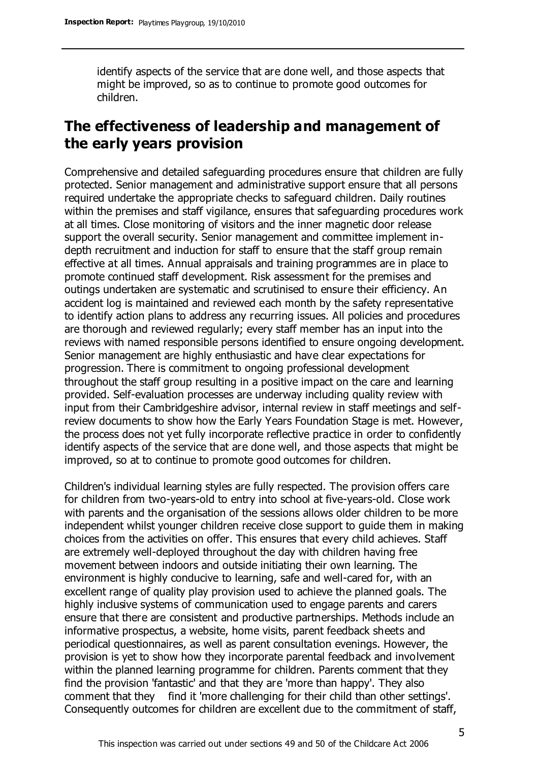identify aspects of the service that are done well, and those aspects that might be improved, so as to continue to promote good outcomes for children.

## The effectiveness of leadership and management of the early years provision

Comprehensive and detailed safeguarding procedures ensure that children are fully protected. Senior management and administrative support ensure that all persons required undertake the appropriate checks to safeguard children. Daily routines within the premises and staff vigilance, ensures that safeguarding procedures work at all times. Close monitoring of visitors and the inner magnetic door release support the overall security. Senior management and committee implement in-depth recruitment and induction for staff to ensure that the staff group remain effective at all times. Annual appraisals and training programmes are in place to promote continued staff development. Risk assessment for the premises and outings undertaken are systematic and scrutinised to ensure their efficiency. An accident log is maintained and reviewed each month by the safety representative to identify action plans to address any recurring issues. All policies and procedures are thorough and reviewed regularly; every staff member has an input into the reviews with named responsible persons identified to ensure ongoing development. Senior management are highly enthusiastic and have clear expectations for progression. There is commitment to ongoing professional development throughout the staff group resulting in a positive impact on the care and learning provided. Self-evaluation processes are underway including quality review with input from their Cambridgeshire advisor, internal review in staff meetings and self-review documents to show how the Early Years Foundation Stage is met. However, the process does not yet fully incorporate reflective practice in order to confidently identify aspects of the service that are done well, and those aspects that might be improved, so at to continue to promote good outcomes for children.

Children's individual learning styles are fully respected. The provision offers care for children from two-years-old to entry into school at five-years-old. Close work with parents and the organisation of the sessions allows older children to be more independent whilst younger children receive close support to guide them in making choices from the activities on offer. This ensures that every child achieves. Staff are extremely well-deployed throughout the day with children having free movement between indoors and outside initiating their own learning. The environment is highly conducive to learning, safe and well-cared for, with an excellent range of quality play provision used to achieve the planned goals. The highly inclusive systems of communication used to engage parents and carers ensure that there are consistent and productive partnerships. Methods include an informative prospectus, a website, home visits, parent feedback sheets and periodical questionnaires, as well as parent consultation evenings. However, the provision is yet to show how they incorporate parental feedback and involvement within the planned learning programme for children. Parents comment that they find the provision 'fantastic' and that they are 'more than happy'. They also comment that they find it 'more challenging for their child than other settings'. Consequently outcomes for children are excellent due to the commitment of staff,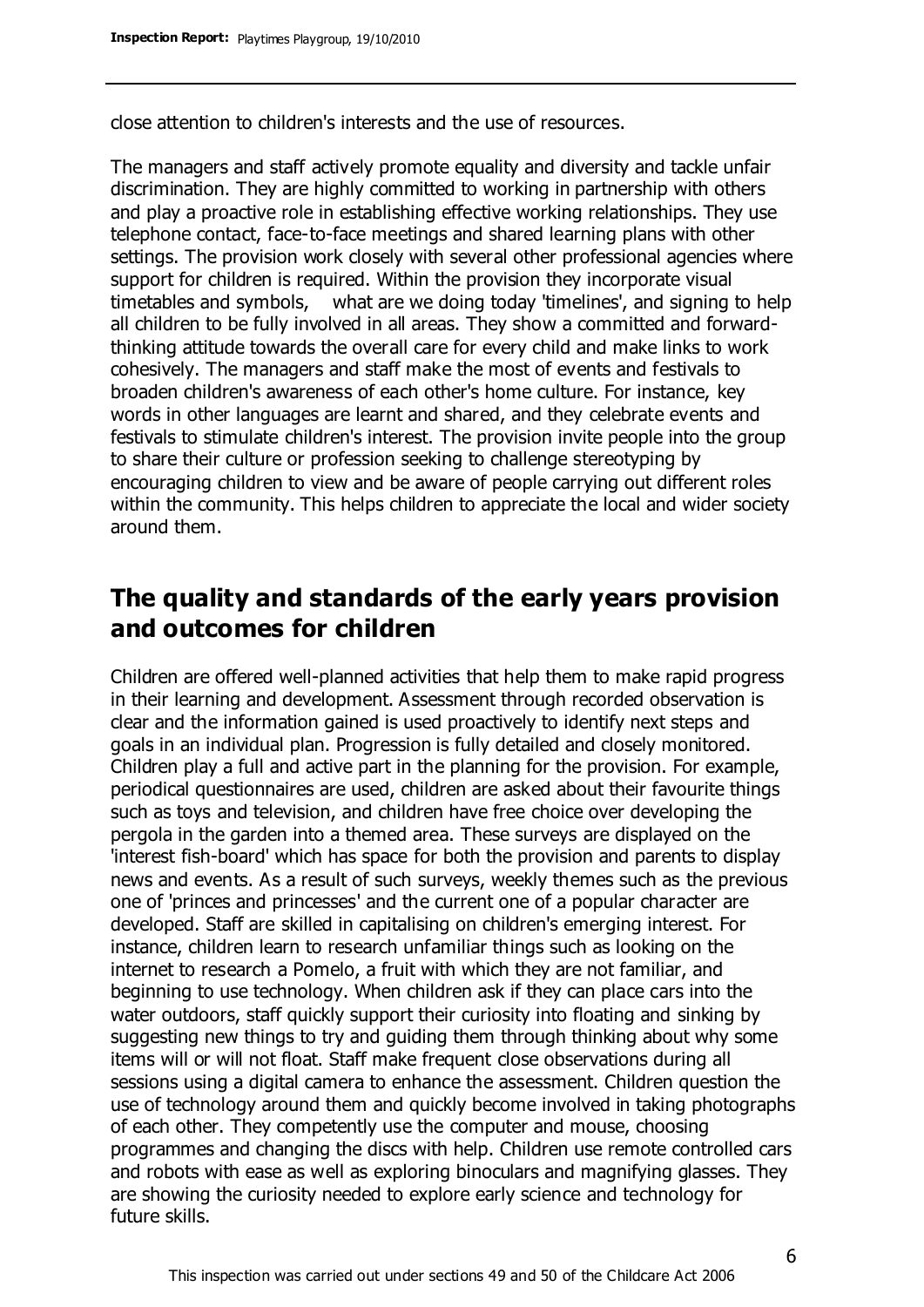close attention to children's interests and the use of resources.

The managers and staff actively promote equality and diversity and tackle unfair discrimination. They are highly committed to working in partnership with others and play a proactive role in establishing effective working relationships. They use telephone contact, face-to-face meetings and shared learning plans with other settings. The provision work closely with several other professional agencies where support for children is required. Within the provision they incorporate visual timetables and symbols, what are we doing today 'timelines', and signing to help all children to be fully involved in all areas. They show a committed and forward-thinking attitude towards the overall care for every child and make links to work cohesively. The managers and staff make the most of events and festivals to broaden children's awareness of each other's home culture. For instance, key words in other languages are learnt and shared, and they celebrate events and festivals to stimulate children's interest. The provision invite people into the group to share their culture or profession seeking to challenge stereotyping by encouraging children to view and be aware of people carrying out different roles within the community. This helps children to appreciate the local and wider society around them.

## The quality and standards of the early years provision and outcomes for children

Children are offered well-planned activities that help them to make rapid progress in their learning and development. Assessment through recorded observation is clear and the information gained is used proactively to identify next steps and goals in an individual plan. Progression is fully detailed and closely monitored. Children play a full and active part in the planning for the provision. For example, periodical questionnaires are used, children are asked about their favourite things such as toys and television, and children have free choice over developing the pergola in the garden into a themed area. These surveys are displayed on the 'interest fish-board' which has space for both the provision and parents to display news and events. As a result of such surveys, weekly themes such as the previous one of 'princes and princesses' and the current one of a popular character are developed. Staff are skilled in capitalising on children's emerging interest. For instance, children learn to research unfamiliar things such as looking on the internet to research a Pomelo, a fruit with which they are not familiar, and beginning to use technology. When children ask if they can place cars into the water outdoors, staff quickly support their curiosity into floating and sinking by suggesting new things to try and guiding them through thinking about why some items will or will not float. Staff make frequent close observations during all sessions using a digital camera to enhance the assessment. Children question the use of technology around them and quickly become involved in taking photographs of each other. They competently use the computer and mouse, choosing programmes and changing the discs with help. Children use remote controlled cars and robots with ease as well as exploring binoculars and magnifying glasses. They are showing the curiosity needed to explore early science and technology for future skills.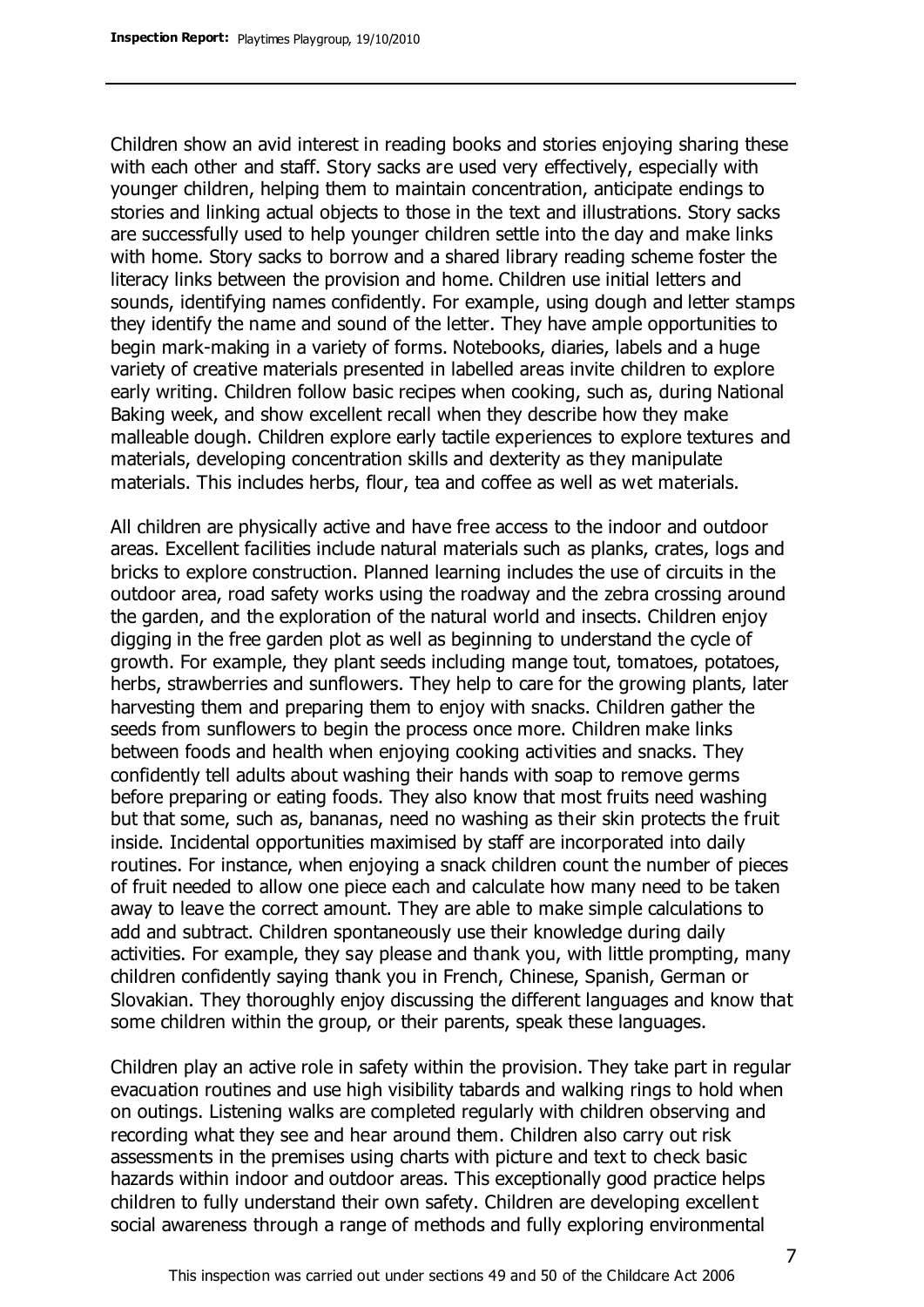Children show an avid interest in reading books and stories enjoying sharing these with each other and staff. Story sacks are used very effectively, especially with younger children, helping them to maintain concentration, anticipate endings to stories and linking actual objects to those in the text and illustrations. Story sacks are successfully used to help younger children settle into the day and make links with home. Story sacks to borrow and a shared library reading scheme foster the literacy links between the provision and home. Children use initial letters and sounds, identifying names confidently. For example, using dough and letter stamps they identify the name and sound of the letter. They have ample opportunities to begin mark-making in a variety of forms. Notebooks, diaries, labels and a huge variety of creative materials presented in labelled areas invite children to explore early writing. Children follow basic recipes when cooking, such as, during National Baking week, and show excellent recall when they describe how they make malleable dough. Children explore early tactile experiences to explore textures and materials, developing concentration skills and dexterity as they manipulate materials. This includes herbs, flour, tea and coffee as well as wet materials.

All children are physically active and have free access to the indoor and outdoor areas. Excellent facilities include natural materials such as planks, crates, logs and bricks to explore construction. Planned learning includes the use of circuits in the outdoor area, road safety works using the roadway and the zebra crossing around the garden, and the exploration of the natural world and insects. Children enjoy digging in the free garden plot as well as beginning to understand the cycle of growth. For example, they plant seeds including mange tout, tomatoes, potatoes, herbs, strawberries and sunflowers. They help to care for the growing plants, later harvesting them and preparing them to enjoy with snacks. Children gather the seeds from sunflowers to begin the process once more. Children make links between foods and health when enjoying cooking activities and snacks. They confidently tell adults about washing their hands with soap to remove germs before preparing or eating foods. They also know that most fruits need washing but that some, such as, bananas, need no washing as their skin protects the fruit inside. Incidental opportunities maximised by staff are incorporated into daily routines. For instance, when enjoying a snack children count the number of pieces of fruit needed to allow one piece each and calculate how many need to be taken away to leave the correct amount. They are able to make simple calculations to add and subtract. Children spontaneously use their knowledge during daily activities. For example, they say please and thank you, with little prompting, many children confidently saying thank you in French, Chinese, Spanish, German or Slovakian. They thoroughly enjoy discussing the different languages and know that some children within the group, or their parents, speak these languages.

Children play an active role in safety within the provision. They take part in regular evacuation routines and use high visibility tabards and walking rings to hold when on outings. Listening walks are completed regularly with children observing and recording what they see and hear around them. Children also carry out risk assessments in the premises using charts with picture and text to check basic hazards within indoor and outdoor areas. This exceptionally good practice helps children to fully understand their own safety. Children are developing excellent social awareness through a range of methods and fully exploring environmental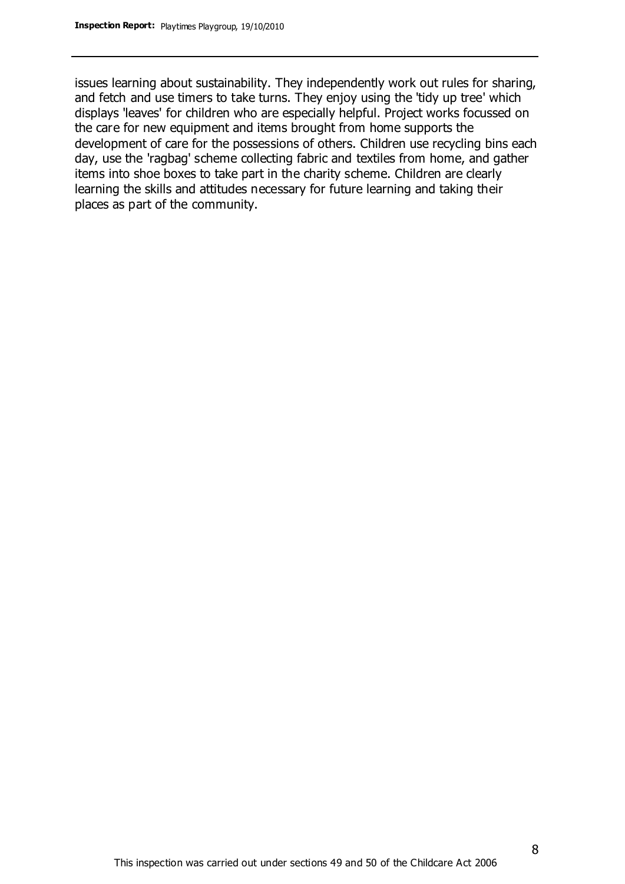issues learning about sustainability. They independently work out rules for sharing, and fetch and use timers to take turns. They enjoy using the 'tidy up tree' which displays 'leaves' for children who are especially helpful. Project works focussed on the care for new equipment and items brought from home supports the development of care for the possessions of others. Children use recycling bins each day, use the 'ragbag' scheme collecting fabric and textiles from home, and gather items into shoe boxes to take part in the charity scheme. Children are clearly learning the skills and attitudes necessary for future learning and taking their places as part of the community.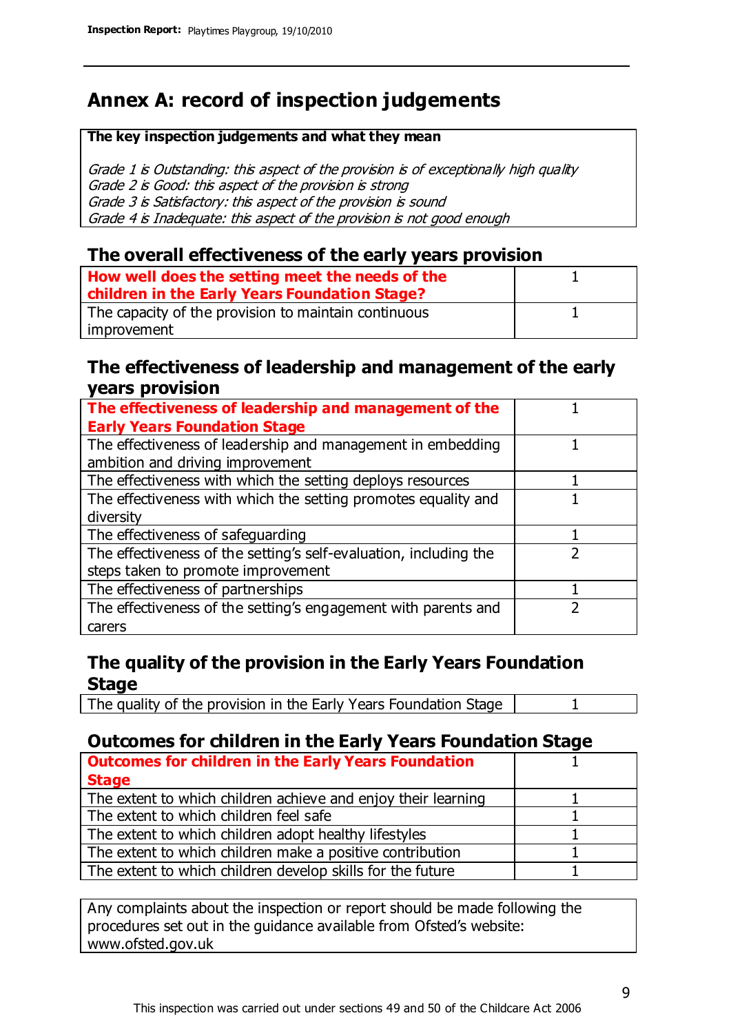# Annex A: record of inspection judgements

**The key inspection judgements and what they mean**

*Grade 1 is Outstanding: this aspect of the provision is of exceptionally high quality*
*Grade 2 is Good: this aspect of the provision is strong*
*Grade 3 is Satisfactory: this aspect of the provision is sound*
*Grade 4 is Inadequate: this aspect of the provision is not good enough*

## The overall effectiveness of the early years provision

| | |
|---|---|
| **How well does the setting meet the needs of the children in the Early Years Foundation Stage?** | 1 |
| The capacity of the provision to maintain continuous improvement | 1 |

## The effectiveness of leadership and management of the early years provision

| | |
|---|---|
| **The effectiveness of leadership and management of the Early Years Foundation Stage** | 1 |
| The effectiveness of leadership and management in embedding ambition and driving improvement | 1 |
| The effectiveness with which the setting deploys resources | 1 |
| The effectiveness with which the setting promotes equality and diversity | 1 |
| The effectiveness of safeguarding | 1 |
| The effectiveness of the setting's self-evaluation, including the steps taken to promote improvement | 2 |
| The effectiveness of partnerships | 1 |
| The effectiveness of the setting's engagement with parents and carers | 2 |

## The quality of the provision in the Early Years Foundation Stage

| | |
|---|---|
| The quality of the provision in the Early Years Foundation Stage | 1 |

## Outcomes for children in the Early Years Foundation Stage

| | |
|---|---|
| **Outcomes for children in the Early Years Foundation Stage** | 1 |
| The extent to which children achieve and enjoy their learning | 1 |
| The extent to which children feel safe | 1 |
| The extent to which children adopt healthy lifestyles | 1 |
| The extent to which children make a positive contribution | 1 |
| The extent to which children develop skills for the future | 1 |

Any complaints about the inspection or report should be made following the procedures set out in the guidance available from Ofsted's website: www.ofsted.gov.uk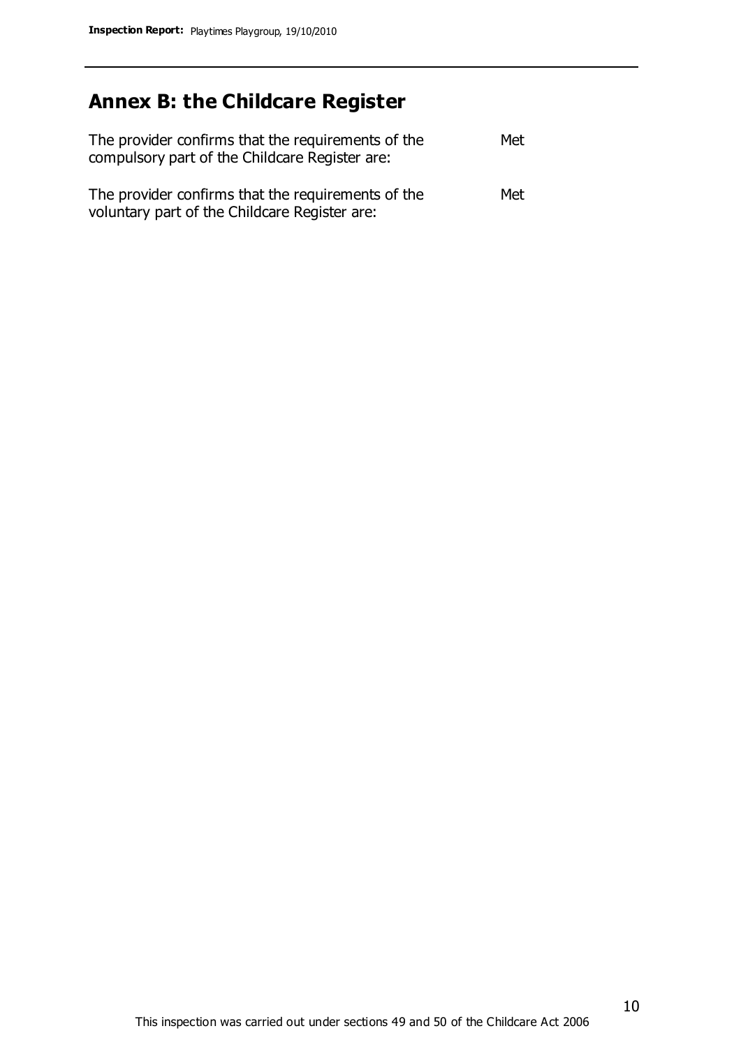## Annex B: the Childcare Register

| | |
|---|---|
| The provider confirms that the requirements of the compulsory part of the Childcare Register are: | Met |
| The provider confirms that the requirements of the voluntary part of the Childcare Register are: | Met |

This inspection was carried out under sections 49 and 50 of the Childcare Act 2006